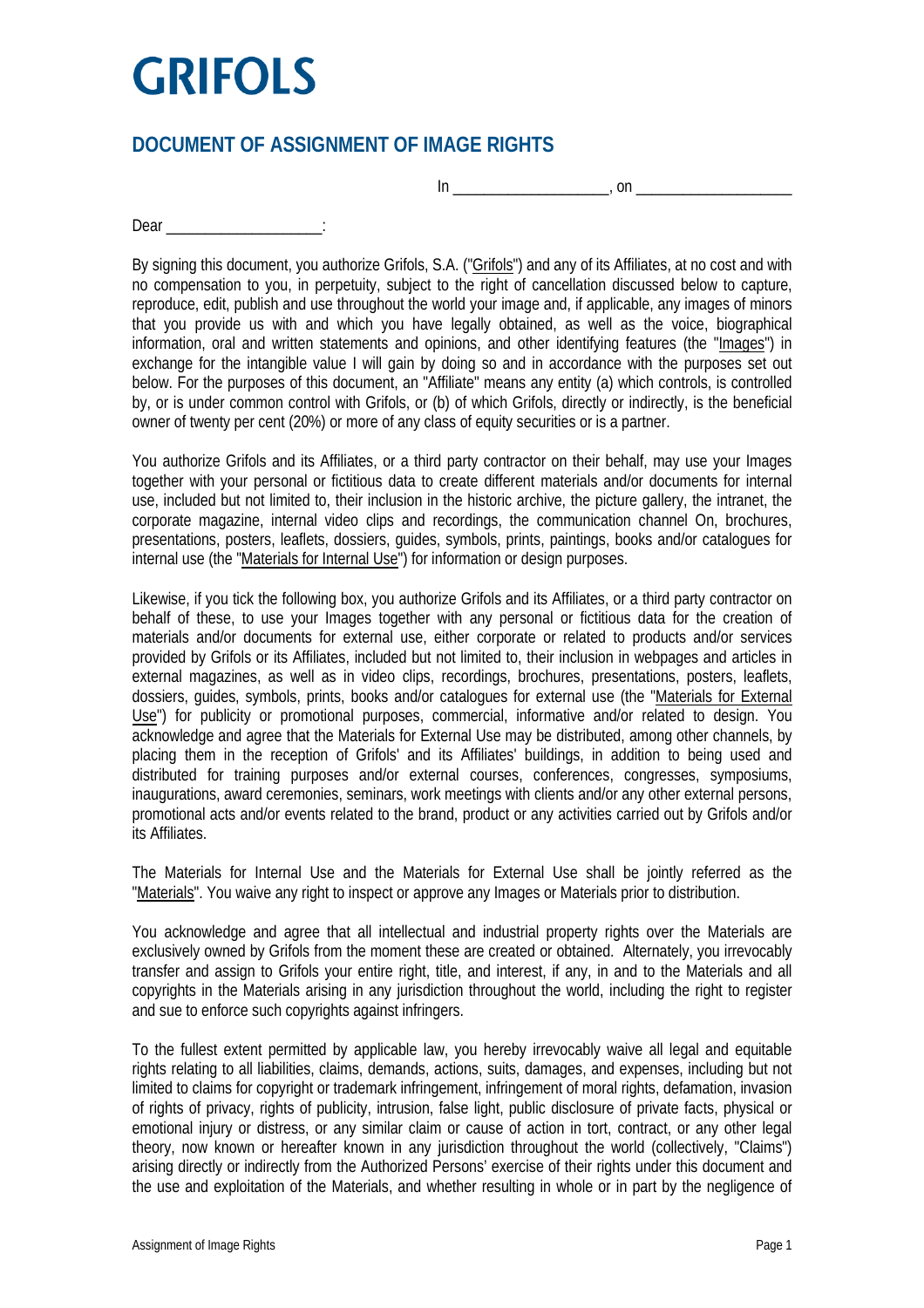# GRIFOLS

## DOCUMENT OF ASSIGNMENT OF IMAGE RIGHTS

In ___________________, on ___________________

Dear ___________________:

By signing this document, you authorize Grifols, S.A. ("Grifols") and any of its Affiliates, at no cost and with no compensation to you, in perpetuity, subject to the right of cancellation discussed below to capture, reproduce, edit, publish and use throughout the world your image and, if applicable, any images of minors that you provide us with and which you have legally obtained, as well as the voice, biographical information, oral and written statements and opinions, and other identifying features (the "Images") in exchange for the intangible value I will gain by doing so and in accordance with the purposes set out below. For the purposes of this document, an "Affiliate" means any entity (a) which controls, is controlled by, or is under common control with Grifols, or (b) of which Grifols, directly or indirectly, is the beneficial owner of twenty per cent (20%) or more of any class of equity securities or is a partner.

You authorize Grifols and its Affiliates, or a third party contractor on their behalf, may use your Images together with your personal or fictitious data to create different materials and/or documents for internal use, included but not limited to, their inclusion in the historic archive, the picture gallery, the intranet, the corporate magazine, internal video clips and recordings, the communication channel On, brochures, presentations, posters, leaflets, dossiers, guides, symbols, prints, paintings, books and/or catalogues for internal use (the "Materials for Internal Use") for information or design purposes.

Likewise, if you tick the following box, you authorize Grifols and its Affiliates, or a third party contractor on behalf of these, to use your Images together with any personal or fictitious data for the creation of materials and/or documents for external use, either corporate or related to products and/or services provided by Grifols or its Affiliates, included but not limited to, their inclusion in webpages and articles in external magazines, as well as in video clips, recordings, brochures, presentations, posters, leaflets, dossiers, guides, symbols, prints, books and/or catalogues for external use (the "Materials for External Use") for publicity or promotional purposes, commercial, informative and/or related to design. You acknowledge and agree that the Materials for External Use may be distributed, among other channels, by placing them in the reception of Grifols' and its Affiliates' buildings, in addition to being used and distributed for training purposes and/or external courses, conferences, congresses, symposiums, inaugurations, award ceremonies, seminars, work meetings with clients and/or any other external persons, promotional acts and/or events related to the brand, product or any activities carried out by Grifols and/or its Affiliates.

The Materials for Internal Use and the Materials for External Use shall be jointly referred as the "Materials". You waive any right to inspect or approve any Images or Materials prior to distribution.

You acknowledge and agree that all intellectual and industrial property rights over the Materials are exclusively owned by Grifols from the moment these are created or obtained. Alternately, you irrevocably transfer and assign to Grifols your entire right, title, and interest, if any, in and to the Materials and all copyrights in the Materials arising in any jurisdiction throughout the world, including the right to register and sue to enforce such copyrights against infringers.

To the fullest extent permitted by applicable law, you hereby irrevocably waive all legal and equitable rights relating to all liabilities, claims, demands, actions, suits, damages, and expenses, including but not limited to claims for copyright or trademark infringement, infringement of moral rights, defamation, invasion of rights of privacy, rights of publicity, intrusion, false light, public disclosure of private facts, physical or emotional injury or distress, or any similar claim or cause of action in tort, contract, or any other legal theory, now known or hereafter known in any jurisdiction throughout the world (collectively, "Claims") arising directly or indirectly from the Authorized Persons' exercise of their rights under this document and the use and exploitation of the Materials, and whether resulting in whole or in part by the negligence of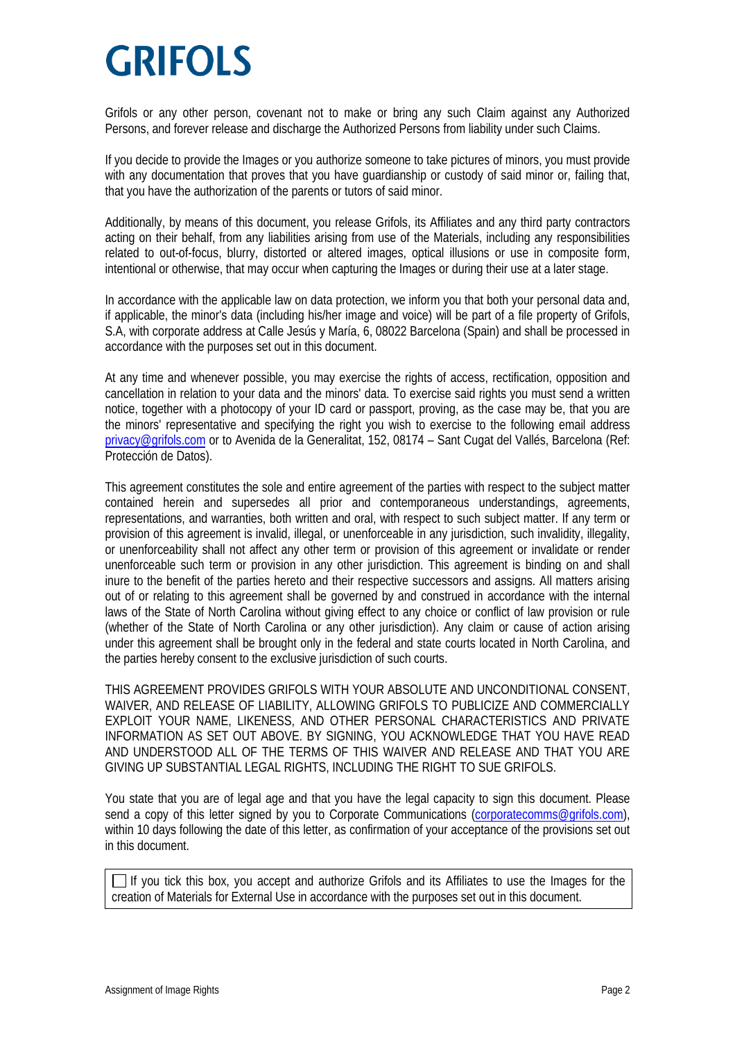Grifols or any other person, covenant not to make or bring any such Claim against any Authorized Persons, and forever release and discharge the Authorized Persons from liability under such Claims.

If you decide to provide the Images or you authorize someone to take pictures of minors, you must provide with any documentation that proves that you have guardianship or custody of said minor or, failing that, that you have the authorization of the parents or tutors of said minor.

Additionally, by means of this document, you release Grifols, its Affiliates and any third party contractors acting on their behalf, from any liabilities arising from use of the Materials, including any responsibilities related to out-of-focus, blurry, distorted or altered images, optical illusions or use in composite form, intentional or otherwise, that may occur when capturing the Images or during their use at a later stage.

In accordance with the applicable law on data protection, we inform you that both your personal data and, if applicable, the minor's data (including his/her image and voice) will be part of a file property of Grifols, S.A, with corporate address at Calle Jesús y María, 6, 08022 Barcelona (Spain) and shall be processed in accordance with the purposes set out in this document.

At any time and whenever possible, you may exercise the rights of access, rectification, opposition and cancellation in relation to your data and the minors' data. To exercise said rights you must send a written notice, together with a photocopy of your ID card or passport, proving, as the case may be, that you are the minors' representative and specifying the right you wish to exercise to the following email address privacy@grifols.com or to Avenida de la Generalitat, 152, 08174 – Sant Cugat del Vallés, Barcelona (Ref: Protección de Datos).

This agreement constitutes the sole and entire agreement of the parties with respect to the subject matter contained herein and supersedes all prior and contemporaneous understandings, agreements, representations, and warranties, both written and oral, with respect to such subject matter. If any term or provision of this agreement is invalid, illegal, or unenforceable in any jurisdiction, such invalidity, illegality, or unenforceability shall not affect any other term or provision of this agreement or invalidate or render unenforceable such term or provision in any other jurisdiction. This agreement is binding on and shall inure to the benefit of the parties hereto and their respective successors and assigns. All matters arising out of or relating to this agreement shall be governed by and construed in accordance with the internal laws of the State of North Carolina without giving effect to any choice or conflict of law provision or rule (whether of the State of North Carolina or any other jurisdiction). Any claim or cause of action arising under this agreement shall be brought only in the federal and state courts located in North Carolina, and the parties hereby consent to the exclusive jurisdiction of such courts.

THIS AGREEMENT PROVIDES GRIFOLS WITH YOUR ABSOLUTE AND UNCONDITIONAL CONSENT, WAIVER, AND RELEASE OF LIABILITY, ALLOWING GRIFOLS TO PUBLICIZE AND COMMERCIALLY EXPLOIT YOUR NAME, LIKENESS, AND OTHER PERSONAL CHARACTERISTICS AND PRIVATE INFORMATION AS SET OUT ABOVE. BY SIGNING, YOU ACKNOWLEDGE THAT YOU HAVE READ AND UNDERSTOOD ALL OF THE TERMS OF THIS WAIVER AND RELEASE AND THAT YOU ARE GIVING UP SUBSTANTIAL LEGAL RIGHTS, INCLUDING THE RIGHT TO SUE GRIFOLS.

You state that you are of legal age and that you have the legal capacity to sign this document. Please send a copy of this letter signed by you to Corporate Communications (corporatecomms@grifols.com), within 10 days following the date of this letter, as confirmation of your acceptance of the provisions set out in this document.

☐ If you tick this box, you accept and authorize Grifols and its Affiliates to use the Images for the creation of Materials for External Use in accordance with the purposes set out in this document.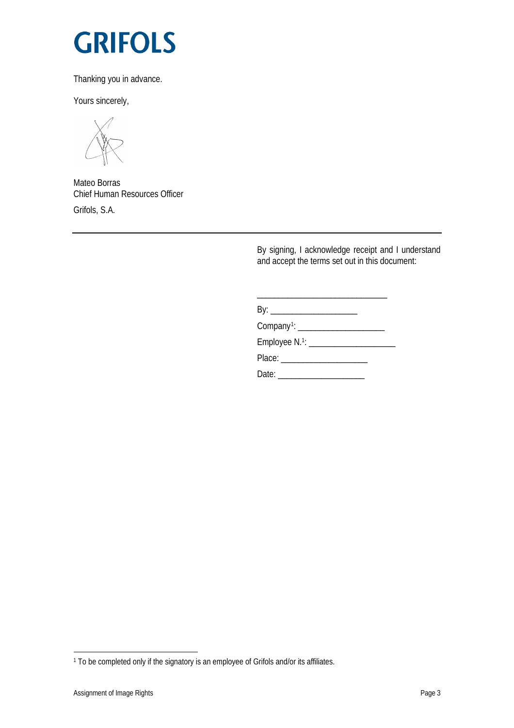# GRIFOLS

Thanking you in advance.

Yours sincerely,

Mateo Borras
Chief Human Resources Officer

Grifols, S.A.

---

By signing, I acknowledge receipt and I understand and accept the terms set out in this document:

\_\_\_\_\_\_\_\_\_\_\_\_\_\_\_\_\_\_\_\_\_\_\_\_\_\_\_\_

By: \_\_\_\_\_\_\_\_\_\_\_\_\_\_\_\_\_\_\_\_

Company[1]: \_\_\_\_\_\_\_\_\_\_\_\_\_\_\_\_\_\_\_\_

Employee N.[1]: \_\_\_\_\_\_\_\_\_\_\_\_\_\_\_\_\_\_\_\_

Place: \_\_\_\_\_\_\_\_\_\_\_\_\_\_\_\_\_\_\_\_

Date: \_\_\_\_\_\_\_\_\_\_\_\_\_\_\_\_\_\_\_\_

[1] To be completed only if the signatory is an employee of Grifols and/or its affiliates.